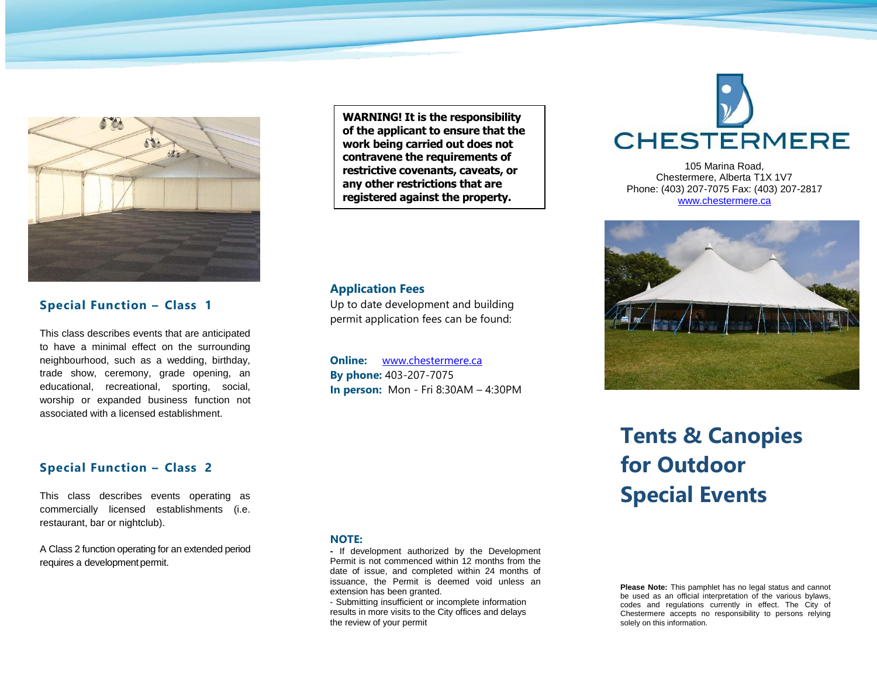## Special Function – Class 1

This class describes events that are anticipated to have a minimal effect on the surrounding neighbourhood, such as a wedding, birthday, trade show, ceremony, grade opening, an educational, recreational, sporting, social, worship or expanded business function not associated with a licensed establishment.

## Special Function – Class 2

This class describes events operating as commercially licensed establishments (i.e. restaurant, bar or nightclub).

A Class 2 function operating for an extended period requires a development permit.

**WARNING! It is the responsibility of the applicant to ensure that the work being carried out does not contravene the requirements of restrictive covenants, caveats, or any other restrictions that are registered against the property.**

### Application Fees

Up to date development and building permit application fees can be found:

**Online:** www.chestermere.ca
**By phone:** 403-207-7075
**In person:** Mon - Fri 8:30AM – 4:30PM

**NOTE:**

- If development authorized by the Development Permit is not commenced within 12 months from the date of issue, and completed within 24 months of issuance, the Permit is deemed void unless an extension has been granted.
- Submitting insufficient or incomplete information results in more visits to the City offices and delays the review of your permit

CHESTERMERE

105 Marina Road,
Chestermere, Alberta T1X 1V7
Phone: (403) 207-7075 Fax: (403) 207-2817
www.chestermere.ca

# Tents & Canopies for Outdoor Special Events

**Please Note:** This pamphlet has no legal status and cannot be used as an official interpretation of the various bylaws, codes and regulations currently in effect. The City of Chestermere accepts no responsibility to persons relying solely on this information.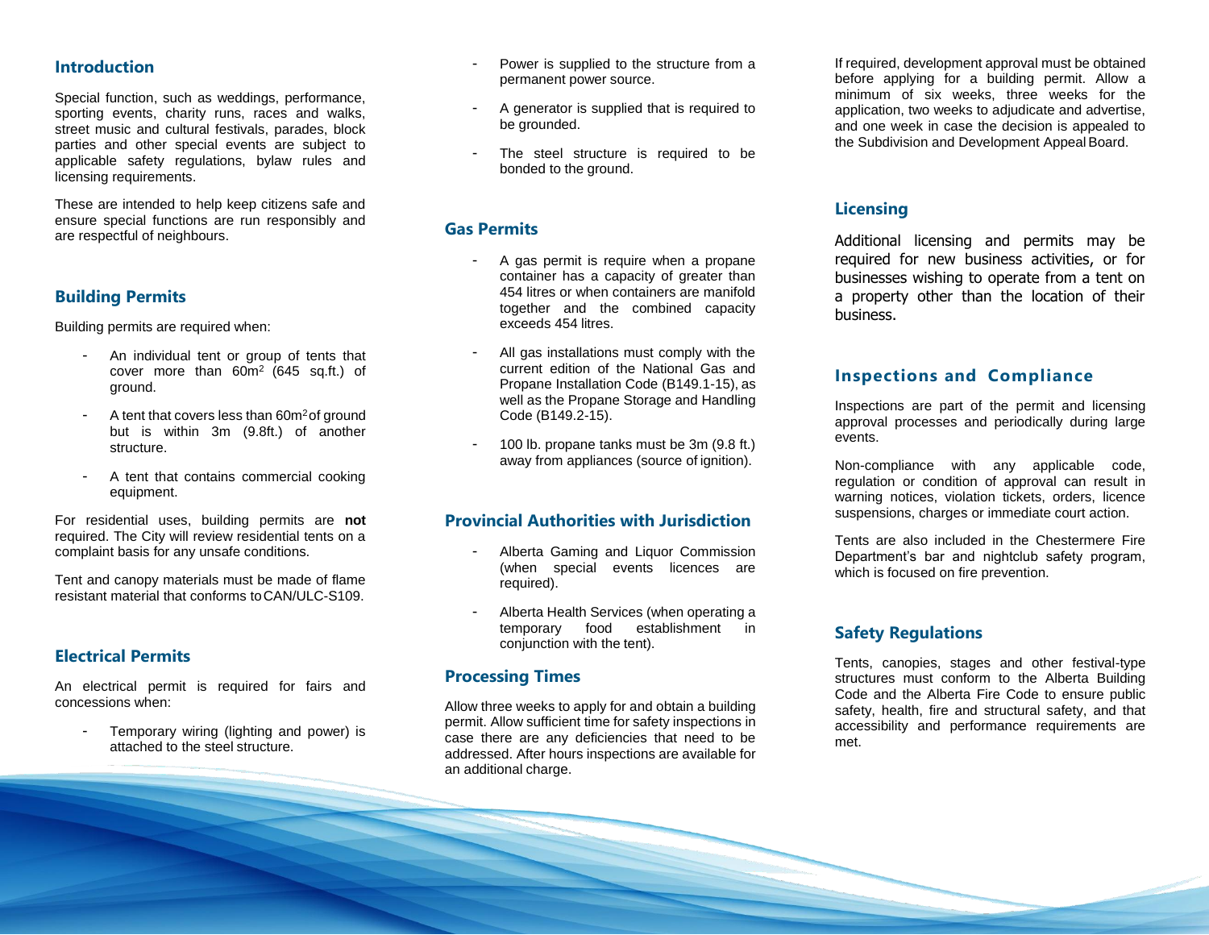## Introduction

Special function, such as weddings, performance, sporting events, charity runs, races and walks, street music and cultural festivals, parades, block parties and other special events are subject to applicable safety regulations, bylaw rules and licensing requirements.

These are intended to help keep citizens safe and ensure special functions are run responsibly and are respectful of neighbours.

## Building Permits

Building permits are required when:

- An individual tent or group of tents that cover more than 60m$^2$ (645 sq.ft.) of ground.
- A tent that covers less than 60m$^2$ of ground but is within 3m (9.8ft.) of another structure.
- A tent that contains commercial cooking equipment.

For residential uses, building permits are **not** required. The City will review residential tents on a complaint basis for any unsafe conditions.

Tent and canopy materials must be made of flame resistant material that conforms to CAN/ULC-S109.

## Electrical Permits

An electrical permit is required for fairs and concessions when:

- Temporary wiring (lighting and power) is attached to the steel structure.
- Power is supplied to the structure from a permanent power source.
- A generator is supplied that is required to be grounded.
- The steel structure is required to be bonded to the ground.

## Gas Permits

- A gas permit is require when a propane container has a capacity of greater than 454 litres or when containers are manifold together and the combined capacity exceeds 454 litres.
- All gas installations must comply with the current edition of the National Gas and Propane Installation Code (B149.1-15), as well as the Propane Storage and Handling Code (B149.2-15).
- 100 lb. propane tanks must be 3m (9.8 ft.) away from appliances (source of ignition).

## Provincial Authorities with Jurisdiction

- Alberta Gaming and Liquor Commission (when special events licences are required).
- Alberta Health Services (when operating a temporary food establishment in conjunction with the tent).

## Processing Times

Allow three weeks to apply for and obtain a building permit. Allow sufficient time for safety inspections in case there are any deficiencies that need to be addressed. After hours inspections are available for an additional charge.

If required, development approval must be obtained before applying for a building permit. Allow a minimum of six weeks, three weeks for the application, two weeks to adjudicate and advertise, and one week in case the decision is appealed to the Subdivision and Development Appeal Board.

## Licensing

Additional licensing and permits may be required for new business activities, or for businesses wishing to operate from a tent on a property other than the location of their business.

## Inspections and Compliance

Inspections are part of the permit and licensing approval processes and periodically during large events.

Non-compliance with any applicable code, regulation or condition of approval can result in warning notices, violation tickets, orders, licence suspensions, charges or immediate court action.

Tents are also included in the Chestermere Fire Department's bar and nightclub safety program, which is focused on fire prevention.

## Safety Regulations

Tents, canopies, stages and other festival-type structures must conform to the Alberta Building Code and the Alberta Fire Code to ensure public safety, health, fire and structural safety, and that accessibility and performance requirements are met.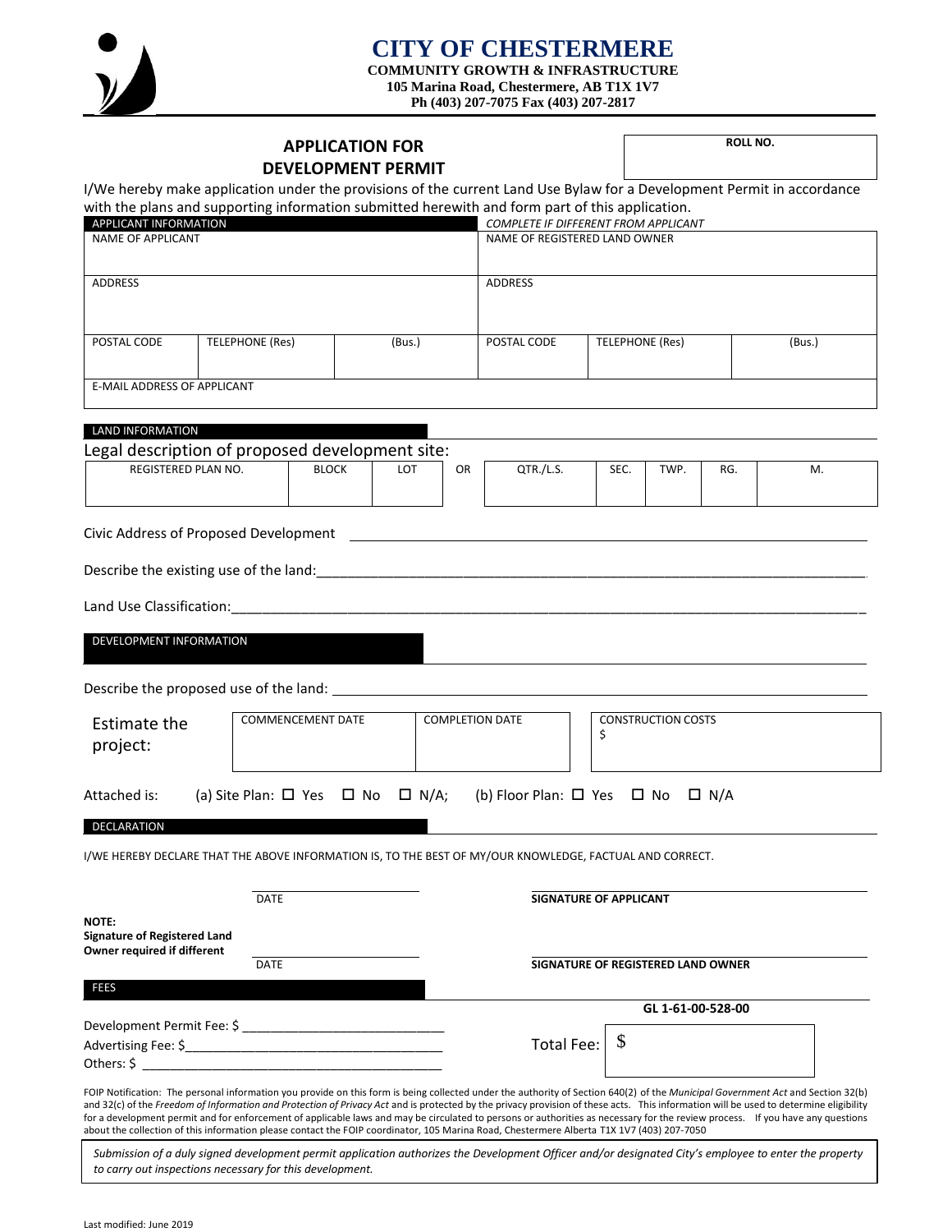# CITY OF CHESTERMERE

**COMMUNITY GROWTH & INFRASTRUCTURE**
**105 Marina Road, Chestermere, AB T1X 1V7**
**Ph (403) 207-7075 Fax (403) 207-2817**

## APPLICATION FOR DEVELOPMENT PERMIT

| ROLL NO. |
|---|
| |

I/We hereby make application under the provisions of the current Land Use Bylaw for a Development Permit in accordance with the plans and supporting information submitted herewith and form part of this application.

| APPLICANT INFORMATION | | | *COMPLETE IF DIFFERENT FROM APPLICANT* | | |
|---|---|---|---|---|---|
| NAME OF APPLICANT | | | NAME OF REGISTERED LAND OWNER | | |
| ADDRESS | | | ADDRESS | | |
| POSTAL CODE | TELEPHONE (Res) | (Bus.) | POSTAL CODE | TELEPHONE (Res) | (Bus.) |
| E-MAIL ADDRESS OF APPLICANT | | | | | |

### LAND INFORMATION

Legal description of proposed development site:

| REGISTERED PLAN NO. | BLOCK | LOT | OR | QTR./L.S. | SEC. | TWP. | RG. | M. |
|---|---|---|---|---|---|---|---|---|
| | | | | | | | | |

Civic Address of Proposed Development ______________________________

Describe the existing use of the land: ______________________________

Land Use Classification: ______________________________

### DEVELOPMENT INFORMATION

Describe the proposed use of the land: ______________________________

| Estimate the project: | COMMENCEMENT DATE | COMPLETION DATE | CONSTRUCTION COSTS $ |
|---|---|---|---|

Attached is: (a) Site Plan: ☐ Yes ☐ No ☐ N/A; (b) Floor Plan: ☐ Yes ☐ No ☐ N/A

### DECLARATION

I/WE HEREBY DECLARE THAT THE ABOVE INFORMATION IS, TO THE BEST OF MY/OUR KNOWLEDGE, FACTUAL AND CORRECT.

______________________ DATE ______________________ **SIGNATURE OF APPLICANT**

**NOTE: Signature of Registered Land Owner required if different**

______________________ DATE ______________________ **SIGNATURE OF REGISTERED LAND OWNER**

### FEES

**GL 1-61-00-528-00**

Development Permit Fee: $ ______________________

Advertising Fee: $______________________

Others: $ ______________________

Total Fee: $

FOIP Notification: The personal information you provide on this form is being collected under the authority of Section 640(2) of the *Municipal Government Act* and Section 32(b) and 32(c) of the *Freedom of Information and Protection of Privacy Act* and is protected by the privacy provision of these acts. This information will be used to determine eligibility for a development permit and for enforcement of applicable laws and may be circulated to persons or authorities as necessary for the review process. If you have any questions about the collection of this information please contact the FOIP coordinator, 105 Marina Road, Chestermere Alberta T1X 1V7 (403) 207-7050

*Submission of a duly signed development permit application authorizes the Development Officer and/or designated City's employee to enter the property to carry out inspections necessary for this development.*

Last modified: June 2019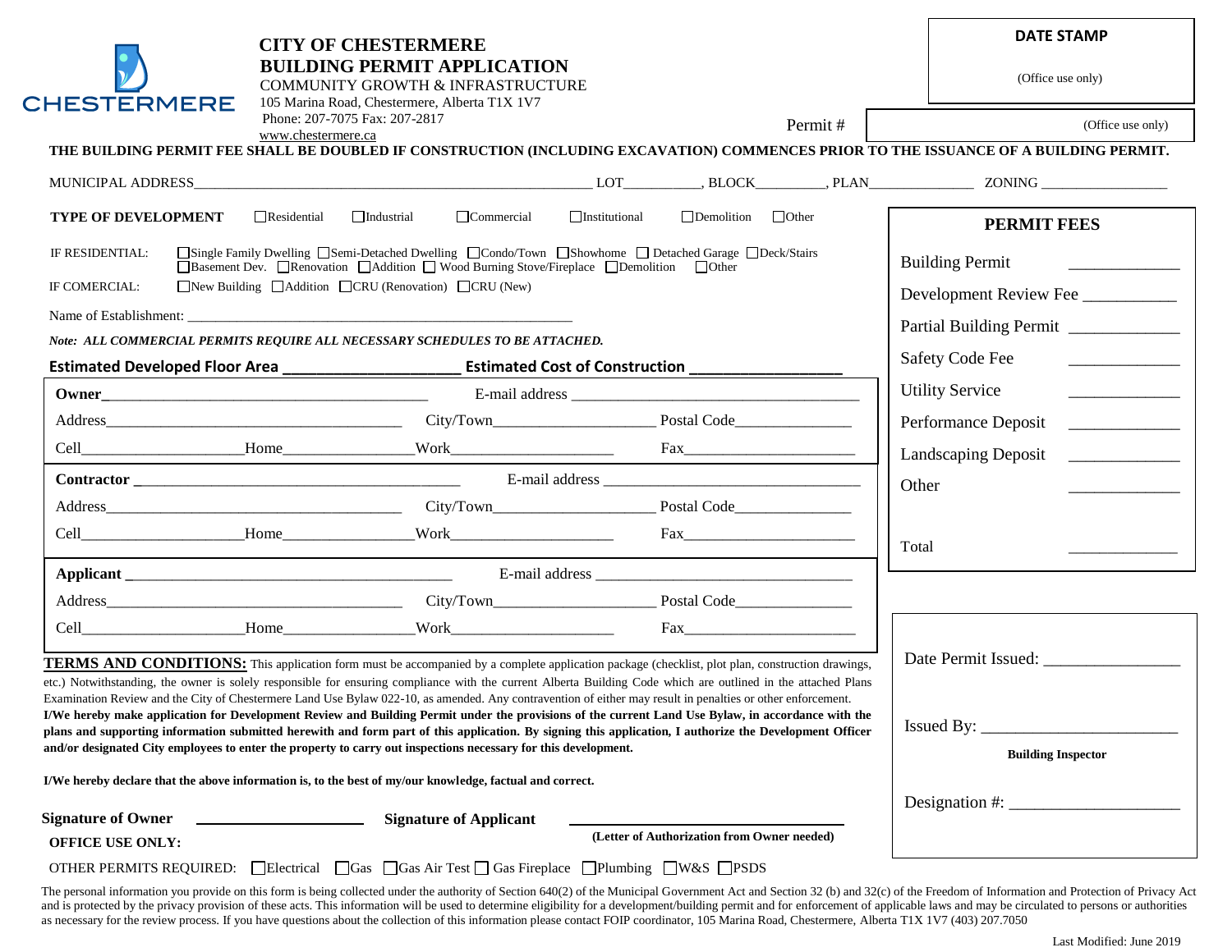CHESTERMERE

# CITY OF CHESTERMERE
# BUILDING PERMIT APPLICATION

COMMUNITY GROWTH & INFRASTRUCTURE
105 Marina Road, Chestermere, Alberta T1X 1V7
Phone: 207-7075 Fax: 207-2817
www.chestermere.ca

**DATE STAMP**

(Office use only)

Permit # (Office use only)

**THE BUILDING PERMIT FEE SHALL BE DOUBLED IF CONSTRUCTION (INCLUDING EXCAVATION) COMMENCES PRIOR TO THE ISSUANCE OF A BUILDING PERMIT.**

MUNICIPAL ADDRESS_______________ LOT__________, BLOCK_________, PLAN______________ ZONING _________________

**TYPE OF DEVELOPMENT** ☐Residential ☐Industrial ☐Commercial ☐Institutional ☐Demolition ☐Other

IF RESIDENTIAL: ☐Single Family Dwelling ☐Semi-Detached Dwelling ☐Condo/Town ☐Showhome ☐ Detached Garage ☐Deck/Stairs ☐Basement Dev. ☐Renovation ☐Addition ☐ Wood Burning Stove/Fireplace ☐Demolition ☐Other

IF COMERCIAL: ☐New Building ☐Addition ☐CRU (Renovation) ☐CRU (New)

Name of Establishment: _______________________________________________

***Note: ALL COMMERCIAL PERMITS REQUIRE ALL NECESSARY SCHEDULES TO BE ATTACHED.***

**Estimated Developed Floor Area ____________________ Estimated Cost of Construction _________________**

**Owner**__________________________________________ E-mail address ____________________________________
Address_____________________________________ City/Town____________________ Postal Code_______________
Cell____________________Home________________Work____________________ Fax______________________

**Contractor** __________________________________________ E-mail address ________________________________
Address_____________________________________ City/Town____________________ Postal Code_______________
Cell____________________Home________________Work____________________ Fax______________________

**Applicant** __________________________________________ E-mail address ________________________________
Address_____________________________________ City/Town____________________ Postal Code_______________
Cell____________________Home________________Work____________________ Fax______________________

| **PERMIT FEES** | |
|---|---|
| Building Permit | _____________ |
| Development Review Fee | ___________ |
| Partial Building Permit | _____________ |
| Safety Code Fee | _____________ |
| Utility Service | _____________ |
| Performance Deposit | _____________ |
| Landscaping Deposit | _____________ |
| Other | _____________ |
| Total | _____________ |

Date Permit Issued: ________________

Issued By: ________________________
**Building Inspector**

Designation #: ____________________

**TERMS AND CONDITIONS:** This application form must be accompanied by a complete application package (checklist, plot plan, construction drawings, etc.) Notwithstanding, the owner is solely responsible for ensuring compliance with the current Alberta Building Code which are outlined in the attached Plans Examination Review and the City of Chestermere Land Use Bylaw 022-10, as amended. Any contravention of either may result in penalties or other enforcement. **I/We hereby make application for Development Review and Building Permit under the provisions of the current Land Use Bylaw, in accordance with the plans and supporting information submitted herewith and form part of this application. By signing this application, I authorize the Development Officer and/or designated City employees to enter the property to carry out inspections necessary for this development.**

**I/We hereby declare that the above information is, to the best of my/our knowledge, factual and correct.**

**Signature of Owner** ____________________ **Signature of Applicant** ____________________
**(Letter of Authorization from Owner needed)**

**OFFICE USE ONLY:**

OTHER PERMITS REQUIRED: ☐Electrical ☐Gas ☐Gas Air Test ☐ Gas Fireplace ☐Plumbing ☐W&S ☐PSDS

The personal information you provide on this form is being collected under the authority of Section 640(2) of the Municipal Government Act and Section 32 (b) and 32(c) of the Freedom of Information and Protection of Privacy Act and is protected by the privacy provision of these acts. This information will be used to determine eligibility for a development/building permit and for enforcement of applicable laws and may be circulated to persons or authorities as necessary for the review process. If you have questions about the collection of this information please contact FOIP coordinator, 105 Marina Road, Chestermere, Alberta T1X 1V7 (403) 207.7050

Last Modified: June 2019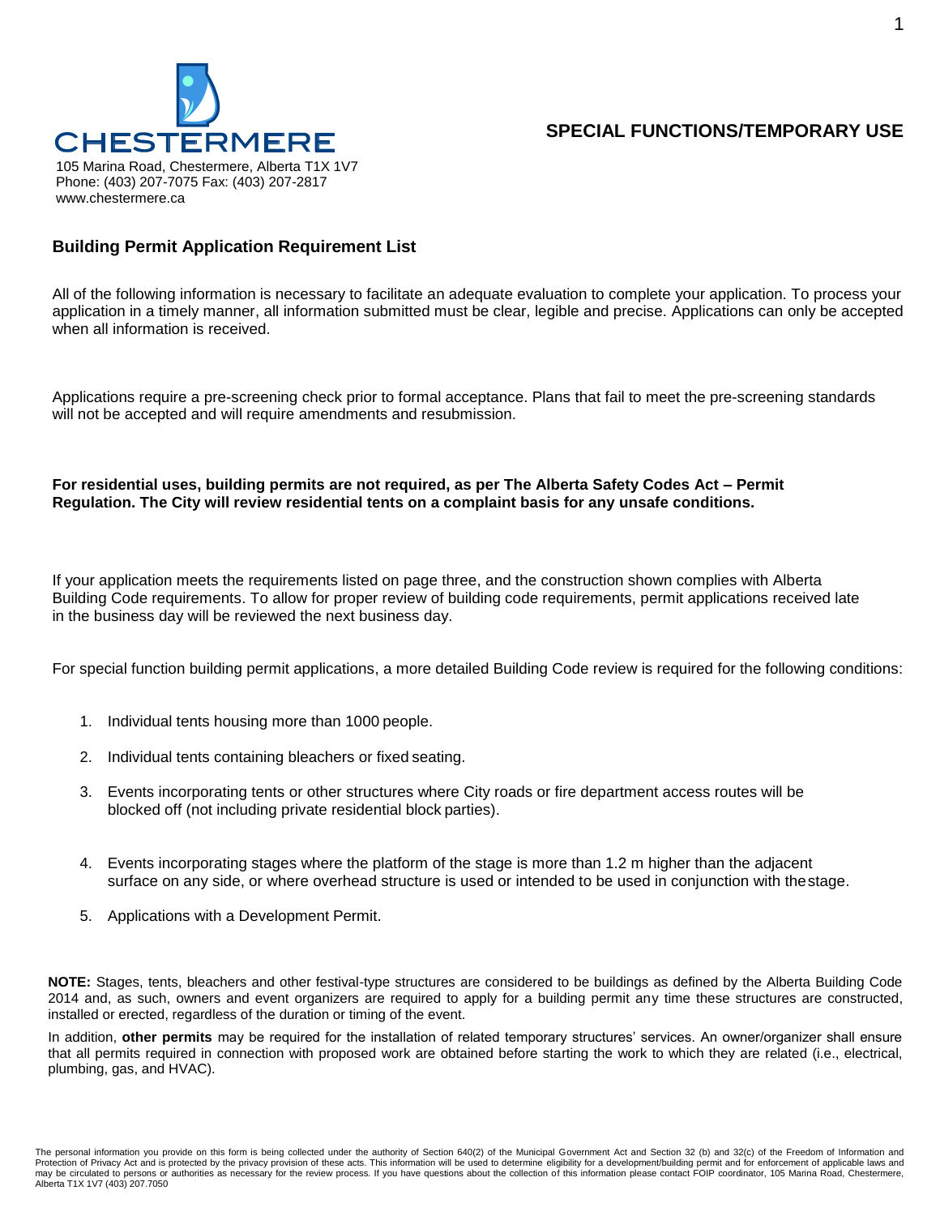CHESTERMERE

105 Marina Road, Chestermere, Alberta T1X 1V7
Phone: (403) 207-7075 Fax: (403) 207-2817
www.chestermere.ca

# SPECIAL FUNCTIONS/TEMPORARY USE

## Building Permit Application Requirement List

All of the following information is necessary to facilitate an adequate evaluation to complete your application. To process your application in a timely manner, all information submitted must be clear, legible and precise. Applications can only be accepted when all information is received.

Applications require a pre-screening check prior to formal acceptance. Plans that fail to meet the pre-screening standards will not be accepted and will require amendments and resubmission.

**For residential uses, building permits are not required, as per The Alberta Safety Codes Act – Permit Regulation. The City will review residential tents on a complaint basis for any unsafe conditions.**

If your application meets the requirements listed on page three, and the construction shown complies with Alberta Building Code requirements. To allow for proper review of building code requirements, permit applications received late in the business day will be reviewed the next business day.

For special function building permit applications, a more detailed Building Code review is required for the following conditions:

1. Individual tents housing more than 1000 people.
2. Individual tents containing bleachers or fixed seating.
3. Events incorporating tents or other structures where City roads or fire department access routes will be blocked off (not including private residential block parties).
4. Events incorporating stages where the platform of the stage is more than 1.2 m higher than the adjacent surface on any side, or where overhead structure is used or intended to be used in conjunction with the stage.
5. Applications with a Development Permit.

**NOTE:** Stages, tents, bleachers and other festival-type structures are considered to be buildings as defined by the Alberta Building Code 2014 and, as such, owners and event organizers are required to apply for a building permit any time these structures are constructed, installed or erected, regardless of the duration or timing of the event.

In addition, **other permits** may be required for the installation of related temporary structures' services. An owner/organizer shall ensure that all permits required in connection with proposed work are obtained before starting the work to which they are related (i.e., electrical, plumbing, gas, and HVAC).

The personal information you provide on this form is being collected under the authority of Section 640(2) of the Municipal Government Act and Section 32 (b) and 32(c) of the Freedom of Information and Protection of Privacy Act and is protected by the privacy provision of these acts. This information will be used to determine eligibility for a development/building permit and for enforcement of applicable laws and may be circulated to persons or authorities as necessary for the review process. If you have questions about the collection of this information please contact FOIP coordinator, 105 Marina Road, Chestermere, Alberta T1X 1V7 (403) 207.7050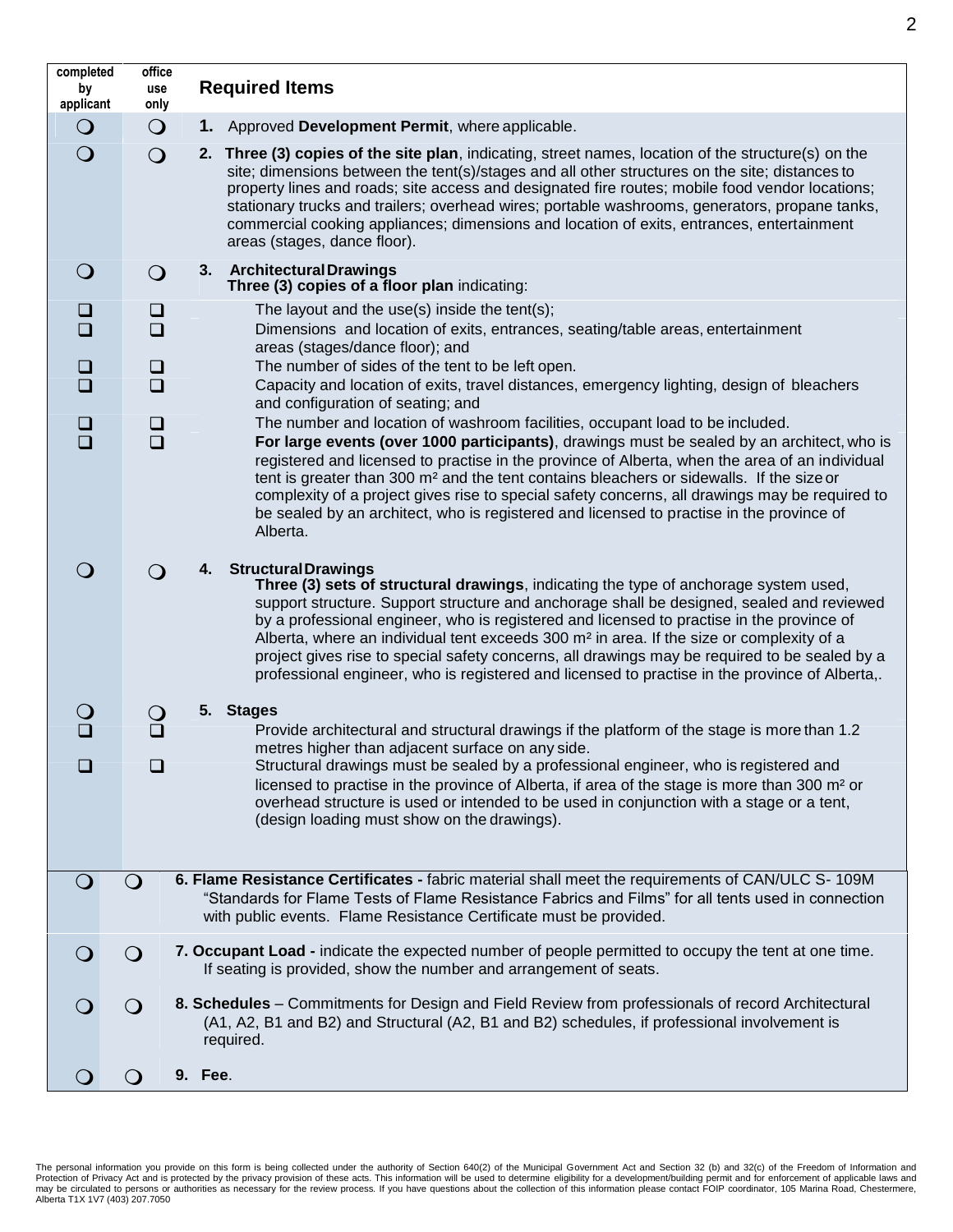| completed by applicant | office use only | Required Items |
|---|---|---|
| ❍ | ❍ | **1.** Approved **Development Permit**, where applicable. |
| ❍ | ❍ | **2. Three (3) copies of the site plan**, indicating, street names, location of the structure(s) on the site; dimensions between the tent(s)/stages and all other structures on the site; distances to property lines and roads; site access and designated fire routes; mobile food vendor locations; stationary trucks and trailers; overhead wires; portable washrooms, generators, propane tanks, commercial cooking appliances; dimensions and location of exits, entrances, entertainment areas (stages, dance floor). |
| ❍ | ❍ | **3. Architectural Drawings** **Three (3) copies of a floor plan** indicating: |
| ❑ | ❑ | The layout and the use(s) inside the tent(s); |
| ❑ | ❑ | Dimensions and location of exits, entrances, seating/table areas, entertainment areas (stages/dance floor); and |
| ❑ | ❑ | The number of sides of the tent to be left open. |
| ❑ | ❑ | Capacity and location of exits, travel distances, emergency lighting, design of bleachers and configuration of seating; and |
| ❑ | ❑ | The number and location of washroom facilities, occupant load to be included. |
| ❑ | ❑ | **For large events (over 1000 participants)**, drawings must be sealed by an architect, who is registered and licensed to practise in the province of Alberta, when the area of an individual tent is greater than 300 m² and the tent contains bleachers or sidewalls. If the size or complexity of a project gives rise to special safety concerns, all drawings may be required to be sealed by an architect, who is registered and licensed to practise in the province of Alberta. |
| ❍ | ❍ | **4. Structural Drawings** **Three (3) sets of structural drawings**, indicating the type of anchorage system used, support structure. Support structure and anchorage shall be designed, sealed and reviewed by a professional engineer, who is registered and licensed to practise in the province of Alberta, where an individual tent exceeds 300 m² in area. If the size or complexity of a project gives rise to special safety concerns, all drawings may be required to be sealed by a professional engineer, who is registered and licensed to practise in the province of Alberta,. |
| ❍ | ❍ | **5. Stages** |
| ❑ | ❑ | Provide architectural and structural drawings if the platform of the stage is more than 1.2 metres higher than adjacent surface on any side. |
| ❑ | ❑ | Structural drawings must be sealed by a professional engineer, who is registered and licensed to practise in the province of Alberta, if area of the stage is more than 300 m² or overhead structure is used or intended to be used in conjunction with a stage or a tent, (design loading must show on the drawings). |
| ❍ | ❍ | **6. Flame Resistance Certificates -** fabric material shall meet the requirements of CAN/ULC S- 109M "Standards for Flame Tests of Flame Resistance Fabrics and Films" for all tents used in connection with public events. Flame Resistance Certificate must be provided. |
| ❍ | ❍ | **7. Occupant Load -** indicate the expected number of people permitted to occupy the tent at one time. If seating is provided, show the number and arrangement of seats. |
| ❍ | ❍ | **8. Schedules** – Commitments for Design and Field Review from professionals of record Architectural (A1, A2, B1 and B2) and Structural (A2, B1 and B2) schedules, if professional involvement is required. |
| ❍ | ❍ | **9. Fee**. |

The personal information you provide on this form is being collected under the authority of Section 640(2) of the Municipal Government Act and Section 32 (b) and 32(c) of the Freedom of Information and Protection of Privacy Act and is protected by the privacy provision of these acts. This information will be used to determine eligibility for a development/building permit and for enforcement of applicable laws and may be circulated to persons or authorities as necessary for the review process. If you have questions about the collection of this information please contact FOIP coordinator, 105 Marina Road, Chestermere, Alberta T1X 1V7 (403) 207.7050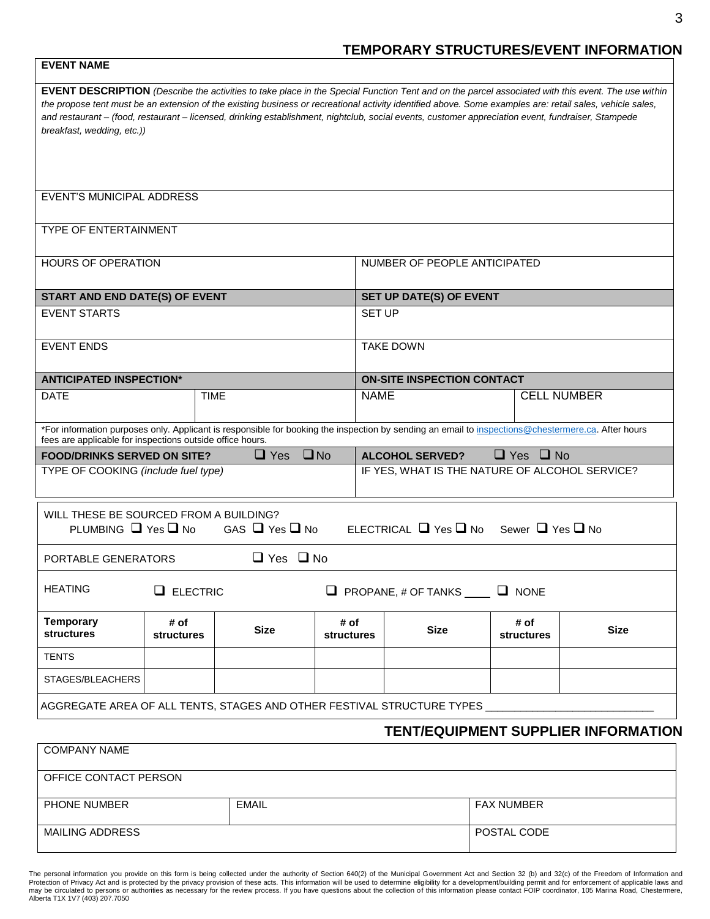## TEMPORARY STRUCTURES/EVENT INFORMATION

**EVENT NAME**

**EVENT DESCRIPTION** *(Describe the activities to take place in the Special Function Tent and on the parcel associated with this event. The use within the propose tent must be an extension of the existing business or recreational activity identified above. Some examples are: retail sales, vehicle sales, and restaurant – (food, restaurant – licensed, drinking establishment, nightclub, social events, customer appreciation event, fundraiser, Stampede breakfast, wedding, etc.))*

EVENT'S MUNICIPAL ADDRESS

TYPE OF ENTERTAINMENT

| | |
|---|---|
| HOURS OF OPERATION | NUMBER OF PEOPLE ANTICIPATED |
| **START AND END DATE(S) OF EVENT** | **SET UP DATE(S) OF EVENT** |
| EVENT STARTS | SET UP |
| EVENT ENDS | TAKE DOWN |

| | | | |
|---|---|---|---|
| **ANTICIPATED INSPECTION*** | | **ON-SITE INSPECTION CONTACT** | |
| DATE | TIME | NAME | CELL NUMBER |

*For information purposes only. Applicant is responsible for booking the inspection by sending an email to inspections@chestermere.ca. After hours fees are applicable for inspections outside office hours.

| | |
|---|---|
| **FOOD/DRINKS SERVED ON SITE?** ❑ Yes ❑ No | **ALCOHOL SERVED?** ❑ Yes ❑ No |
| TYPE OF COOKING *(include fuel type)* | IF YES, WHAT IS THE NATURE OF ALCOHOL SERVICE? |

WILL THESE BE SOURCED FROM A BUILDING?
PLUMBING ❑ Yes ❑ No GAS ❑ Yes ❑ No ELECTRICAL ❑ Yes ❑ No Sewer ❑ Yes ❑ No

PORTABLE GENERATORS ❑ Yes ❑ No

HEATING ❑ ELECTRIC ❑ PROPANE, # OF TANKS ____ ❑ NONE

| **Temporary structures** | **# of structures** | **Size** | **# of structures** | **Size** | **# of structures** | **Size** |
|---|---|---|---|---|---|---|
| TENTS | | | | | | |
| STAGES/BLEACHERS | | | | | | |

AGGREGATE AREA OF ALL TENTS, STAGES AND OTHER FESTIVAL STRUCTURE TYPES ____________________________

## TENT/EQUIPMENT SUPPLIER INFORMATION

| | | |
|---|---|---|
| COMPANY NAME | | |
| OFFICE CONTACT PERSON | | |
| PHONE NUMBER | EMAIL | FAX NUMBER |
| MAILING ADDRESS | | POSTAL CODE |

The personal information you provide on this form is being collected under the authority of Section 640(2) of the Municipal Government Act and Section 32 (b) and 32(c) of the Freedom of Information and Protection of Privacy Act and is protected by the privacy provision of these acts. This information will be used to determine eligibility for a development/building permit and for enforcement of applicable laws and may be circulated to persons or authorities as necessary for the review process. If you have questions about the collection of this information please contact FOIP coordinator, 105 Marina Road, Chestermere, Alberta T1X 1V7 (403) 207.7050